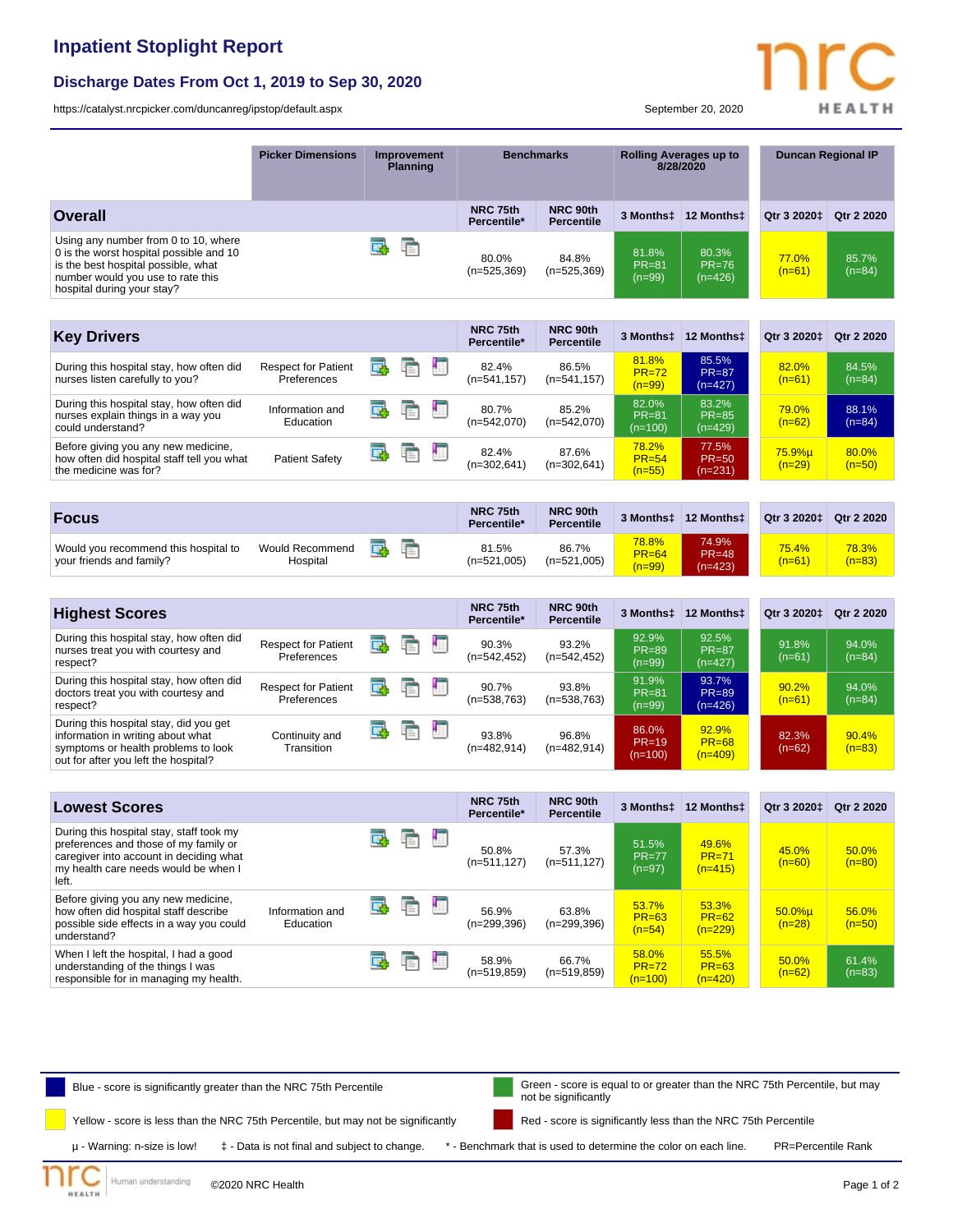# Inpatient Stoplight Report

## Discharge Dates From Oct 1, 2019 to Sep 30, 2020

https://catalyst.nrcpicker.com/duncanreg/ipstop/default.aspx

September 20, 2020

| | Picker Dimensions | Improvement Planning | Benchmarks | | Rolling Averages up to 8/28/2020 | | Duncan Regional IP | |
|---|---|---|---|---|---|---|---|---|
| **Overall** | | | NRC 75th Percentile* | NRC 90th Percentile | 3 Months‡ | 12 Months‡ | Qtr 3 2020‡ | Qtr 2 2020 |
| Using any number from 0 to 10, where 0 is the worst hospital possible and 10 is the best hospital possible, what number would you use to rate this hospital during your stay? | | | 80.0% (n=525,369) | 84.8% (n=525,369) | 81.8% PR=81 (n=99) | 80.3% PR=76 (n=426) | 77.0% (n=61) | 85.7% (n=84) |
| **Key Drivers** | | | NRC 75th Percentile* | NRC 90th Percentile | 3 Months‡ | 12 Months‡ | Qtr 3 2020‡ | Qtr 2 2020 |
| During this hospital stay, how often did nurses listen carefully to you? | Respect for Patient Preferences | | 82.4% (n=541,157) | 86.5% (n=541,157) | 81.8% PR=72 (n=99) | 85.5% PR=87 (n=427) | 82.0% (n=61) | 84.5% (n=84) |
| During this hospital stay, how often did nurses explain things in a way you could understand? | Information and Education | | 80.7% (n=542,070) | 85.2% (n=542,070) | 82.0% PR=81 (n=100) | 83.2% PR=85 (n=429) | 79.0% (n=62) | 88.1% (n=84) |
| Before giving you any new medicine, how often did hospital staff tell you what the medicine was for? | Patient Safety | | 82.4% (n=302,641) | 87.6% (n=302,641) | 78.2% PR=54 (n=55) | 77.5% PR=50 (n=231) | 75.9%µ (n=29) | 80.0% (n=50) |
| **Focus** | | | NRC 75th Percentile* | NRC 90th Percentile | 3 Months‡ | 12 Months‡ | Qtr 3 2020‡ | Qtr 2 2020 |
| Would you recommend this hospital to your friends and family? | Would Recommend Hospital | | 81.5% (n=521,005) | 86.7% (n=521,005) | 78.8% PR=64 (n=99) | 74.9% PR=48 (n=423) | 75.4% (n=61) | 78.3% (n=83) |
| **Highest Scores** | | | NRC 75th Percentile* | NRC 90th Percentile | 3 Months‡ | 12 Months‡ | Qtr 3 2020‡ | Qtr 2 2020 |
| During this hospital stay, how often did nurses treat you with courtesy and respect? | Respect for Patient Preferences | | 90.3% (n=542,452) | 93.2% (n=542,452) | 92.9% PR=89 (n=99) | 92.5% PR=87 (n=427) | 91.8% (n=61) | 94.0% (n=84) |
| During this hospital stay, how often did doctors treat you with courtesy and respect? | Respect for Patient Preferences | | 90.7% (n=538,763) | 93.8% (n=538,763) | 91.9% PR=81 (n=99) | 93.7% PR=89 (n=426) | 90.2% (n=61) | 94.0% (n=84) |
| During this hospital stay, did you get information in writing about what symptoms or health problems to look out for after you left the hospital? | Continuity and Transition | | 93.8% (n=482,914) | 96.8% (n=482,914) | 86.0% PR=19 (n=100) | 92.9% PR=68 (n=409) | 82.3% (n=62) | 90.4% (n=83) |
| **Lowest Scores** | | | NRC 75th Percentile* | NRC 90th Percentile | 3 Months‡ | 12 Months‡ | Qtr 3 2020‡ | Qtr 2 2020 |
| During this hospital stay, staff took my preferences and those of my family or caregiver into account in deciding what my health care needs would be when I left. | | | 50.8% (n=511,127) | 57.3% (n=511,127) | 51.5% PR=77 (n=97) | 49.6% PR=71 (n=415) | 45.0% (n=60) | 50.0% (n=80) |
| Before giving you any new medicine, how often did hospital staff describe possible side effects in a way you could understand? | Information and Education | | 56.9% (n=299,396) | 63.8% (n=299,396) | 53.7% PR=63 (n=54) | 53.3% PR=62 (n=229) | 50.0%µ (n=28) | 56.0% (n=50) |
| When I left the hospital, I had a good understanding of the things I was responsible for in managing my health. | | | 58.9% (n=519,859) | 66.7% (n=519,859) | 58.0% PR=72 (n=100) | 55.5% PR=63 (n=420) | 50.0% (n=62) | 61.4% (n=83) |

Blue - score is significantly greater than the NRC 75th Percentile

Green - score is equal to or greater than the NRC 75th Percentile, but may not be significantly

Yellow - score is less than the NRC 75th Percentile, but may not be significantly

Red - score is significantly less than the NRC 75th Percentile

µ - Warning: n-size is low! ‡ - Data is not final and subject to change. * - Benchmark that is used to determine the color on each line. PR=Percentile Rank

Human understanding ©2020 NRC Health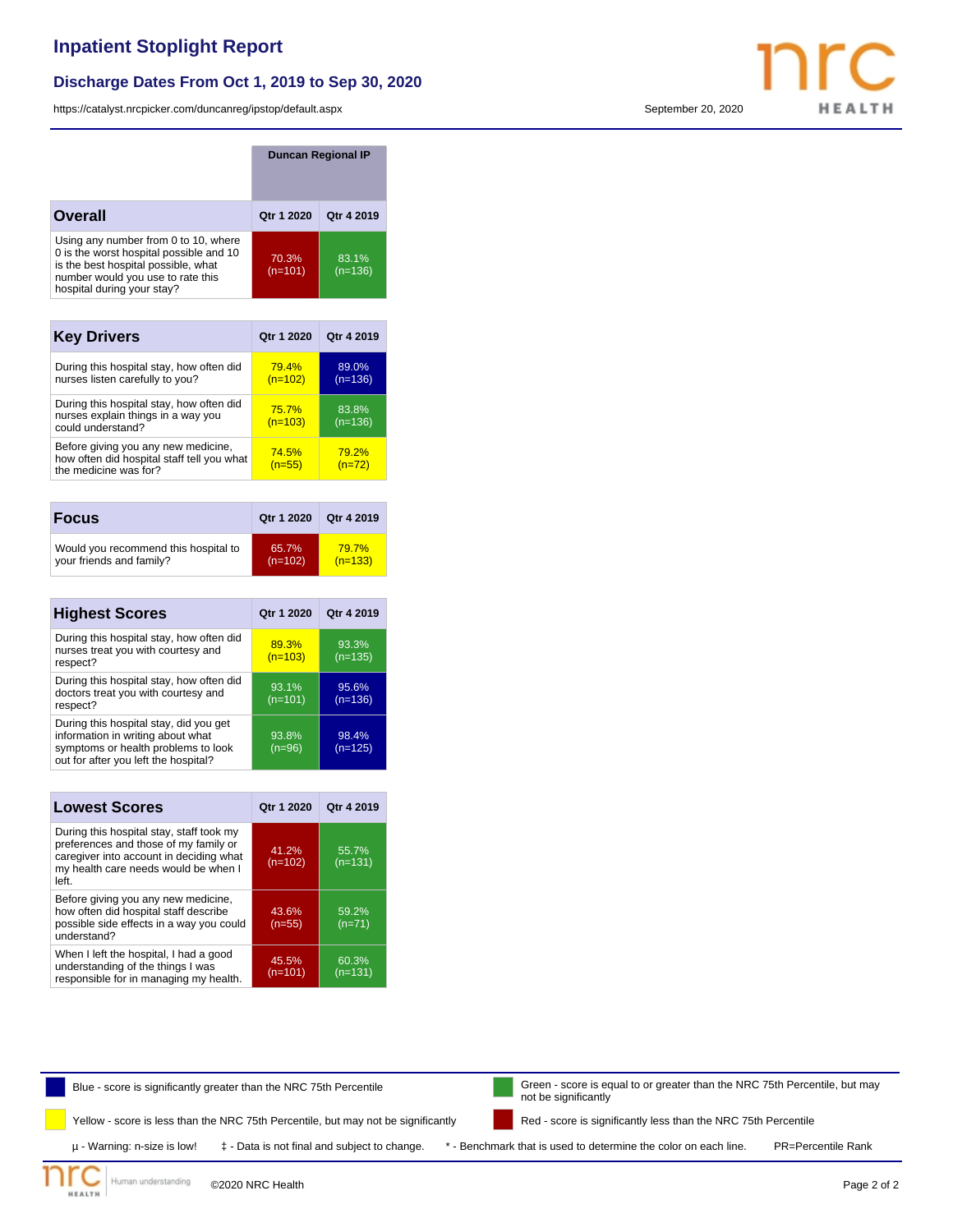# Inpatient Stoplight Report

## Discharge Dates From Oct 1, 2019 to Sep 30, 2020

https://catalyst.nrcpicker.com/duncanreg/ipstop/default.aspx

September 20, 2020

| | Duncan Regional IP | |
|---|---|---|
| **Overall** | **Qtr 1 2020** | **Qtr 4 2019** |
| Using any number from 0 to 10, where 0 is the worst hospital possible and 10 is the best hospital possible, what number would you use to rate this hospital during your stay? | 70.3% (n=101) | 83.1% (n=136) |

| **Key Drivers** | **Qtr 1 2020** | **Qtr 4 2019** |
|---|---|---|
| During this hospital stay, how often did nurses listen carefully to you? | 79.4% (n=102) | 89.0% (n=136) |
| During this hospital stay, how often did nurses explain things in a way you could understand? | 75.7% (n=103) | 83.8% (n=136) |
| Before giving you any new medicine, how often did hospital staff tell you what the medicine was for? | 74.5% (n=55) | 79.2% (n=72) |

| **Focus** | **Qtr 1 2020** | **Qtr 4 2019** |
|---|---|---|
| Would you recommend this hospital to your friends and family? | 65.7% (n=102) | 79.7% (n=133) |

| **Highest Scores** | **Qtr 1 2020** | **Qtr 4 2019** |
|---|---|---|
| During this hospital stay, how often did nurses treat you with courtesy and respect? | 89.3% (n=103) | 93.3% (n=135) |
| During this hospital stay, how often did doctors treat you with courtesy and respect? | 93.1% (n=101) | 95.6% (n=136) |
| During this hospital stay, did you get information in writing about what symptoms or health problems to look out for after you left the hospital? | 93.8% (n=96) | 98.4% (n=125) |

| **Lowest Scores** | **Qtr 1 2020** | **Qtr 4 2019** |
|---|---|---|
| During this hospital stay, staff took my preferences and those of my family or caregiver into account in deciding what my health care needs would be when I left. | 41.2% (n=102) | 55.7% (n=131) |
| Before giving you any new medicine, how often did hospital staff describe possible side effects in a way you could understand? | 43.6% (n=55) | 59.2% (n=71) |
| When I left the hospital, I had a good understanding of the things I was responsible for in managing my health. | 45.5% (n=101) | 60.3% (n=131) |

Blue - score is significantly greater than the NRC 75th Percentile

Green - score is equal to or greater than the NRC 75th Percentile, but may not be significantly

Yellow - score is less than the NRC 75th Percentile, but may not be significantly

Red - score is significantly less than the NRC 75th Percentile

µ - Warning: n-size is low! ‡ - Data is not final and subject to change. * - Benchmark that is used to determine the color on each line. PR=Percentile Rank

©2020 NRC Health